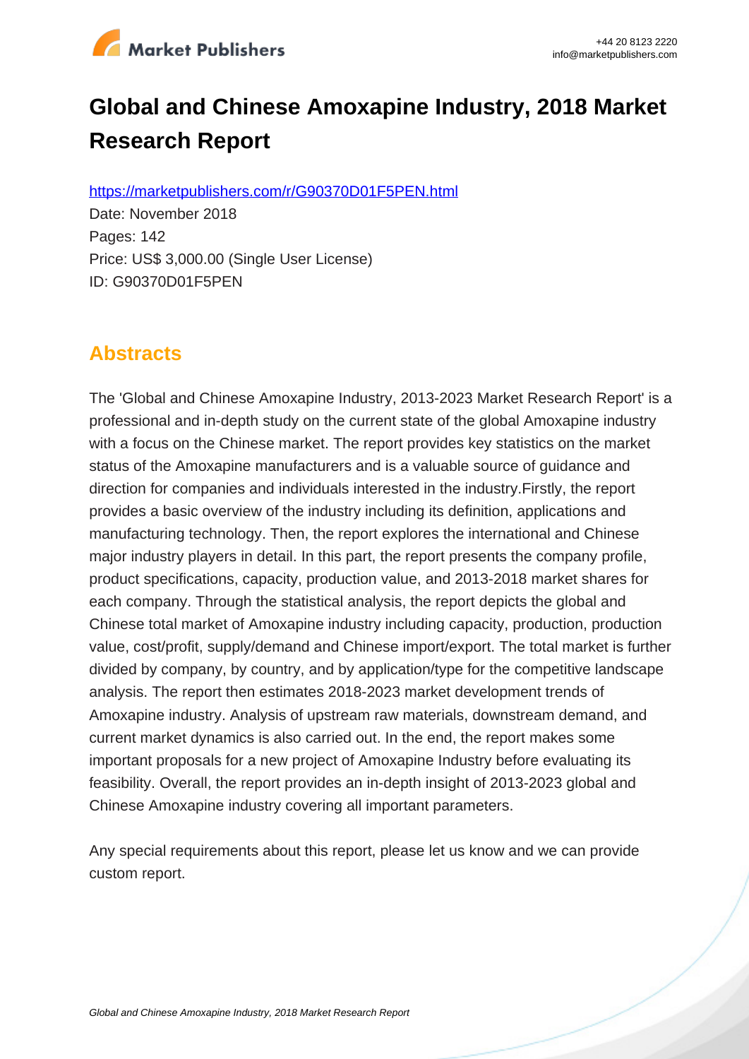# Global and Chinese Amoxapine Industry, 2018 Market Research Report

https://marketpublishers.com/r/G90370D01F5PEN.html

Date: November 2018

Pages: 142

Price: US$ 3,000.00 (Single User License)

ID: G90370D01F5PEN

## Abstracts

The 'Global and Chinese Amoxapine Industry, 2013-2023 Market Research Report' is a professional and in-depth study on the current state of the global Amoxapine industry with a focus on the Chinese market. The report provides key statistics on the market status of the Amoxapine manufacturers and is a valuable source of guidance and direction for companies and individuals interested in the industry.Firstly, the report provides a basic overview of the industry including its definition, applications and manufacturing technology. Then, the report explores the international and Chinese major industry players in detail. In this part, the report presents the company profile, product specifications, capacity, production value, and 2013-2018 market shares for each company. Through the statistical analysis, the report depicts the global and Chinese total market of Amoxapine industry including capacity, production, production value, cost/profit, supply/demand and Chinese import/export. The total market is further divided by company, by country, and by application/type for the competitive landscape analysis. The report then estimates 2018-2023 market development trends of Amoxapine industry. Analysis of upstream raw materials, downstream demand, and current market dynamics is also carried out. In the end, the report makes some important proposals for a new project of Amoxapine Industry before evaluating its feasibility. Overall, the report provides an in-depth insight of 2013-2023 global and Chinese Amoxapine industry covering all important parameters.

Any special requirements about this report, please let us know and we can provide custom report.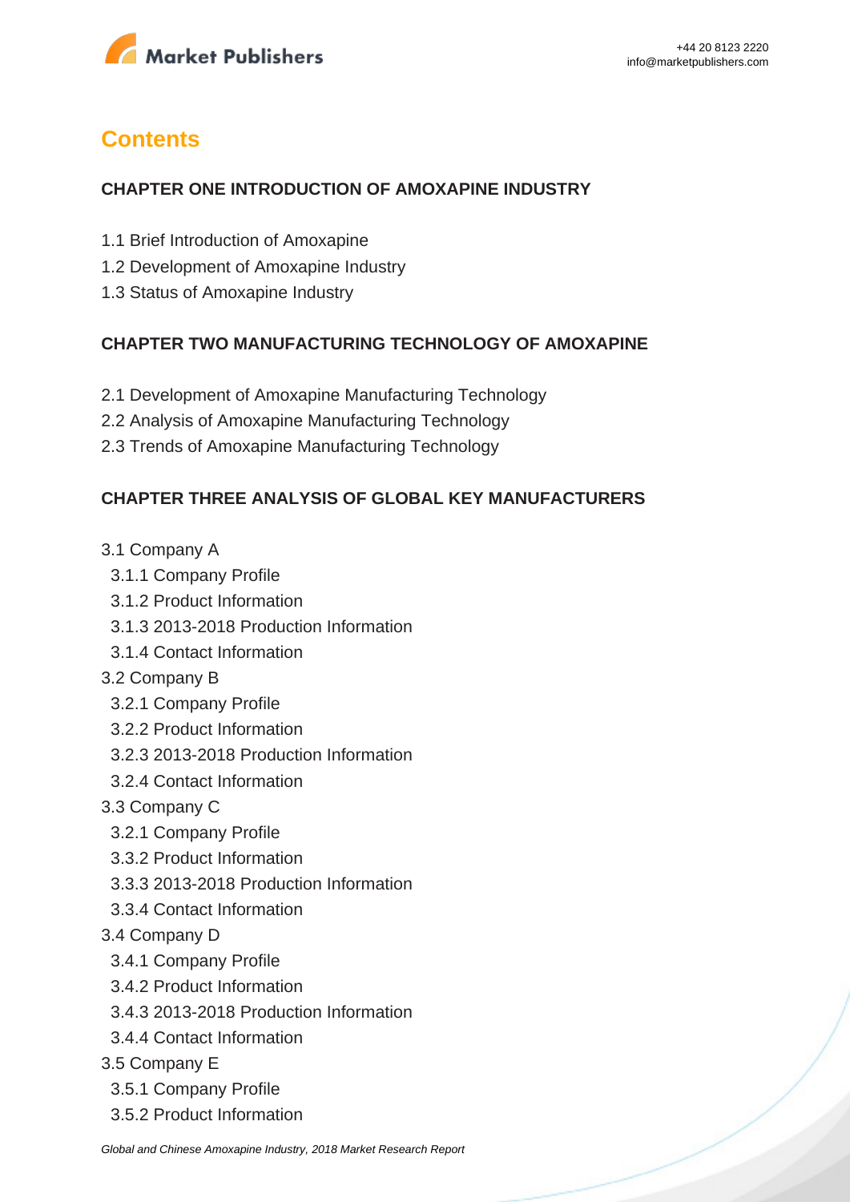## Contents

### CHAPTER ONE INTRODUCTION OF AMOXAPINE INDUSTRY

1.1 Brief Introduction of Amoxapine
1.2 Development of Amoxapine Industry
1.3 Status of Amoxapine Industry

### CHAPTER TWO MANUFACTURING TECHNOLOGY OF AMOXAPINE

2.1 Development of Amoxapine Manufacturing Technology
2.2 Analysis of Amoxapine Manufacturing Technology
2.3 Trends of Amoxapine Manufacturing Technology

### CHAPTER THREE ANALYSIS OF GLOBAL KEY MANUFACTURERS

3.1 Company A
  3.1.1 Company Profile
  3.1.2 Product Information
  3.1.3 2013-2018 Production Information
  3.1.4 Contact Information
3.2 Company B
  3.2.1 Company Profile
  3.2.2 Product Information
  3.2.3 2013-2018 Production Information
  3.2.4 Contact Information
3.3 Company C
  3.2.1 Company Profile
  3.3.2 Product Information
  3.3.3 2013-2018 Production Information
  3.3.4 Contact Information
3.4 Company D
  3.4.1 Company Profile
  3.4.2 Product Information
  3.4.3 2013-2018 Production Information
  3.4.4 Contact Information
3.5 Company E
  3.5.1 Company Profile
  3.5.2 Product Information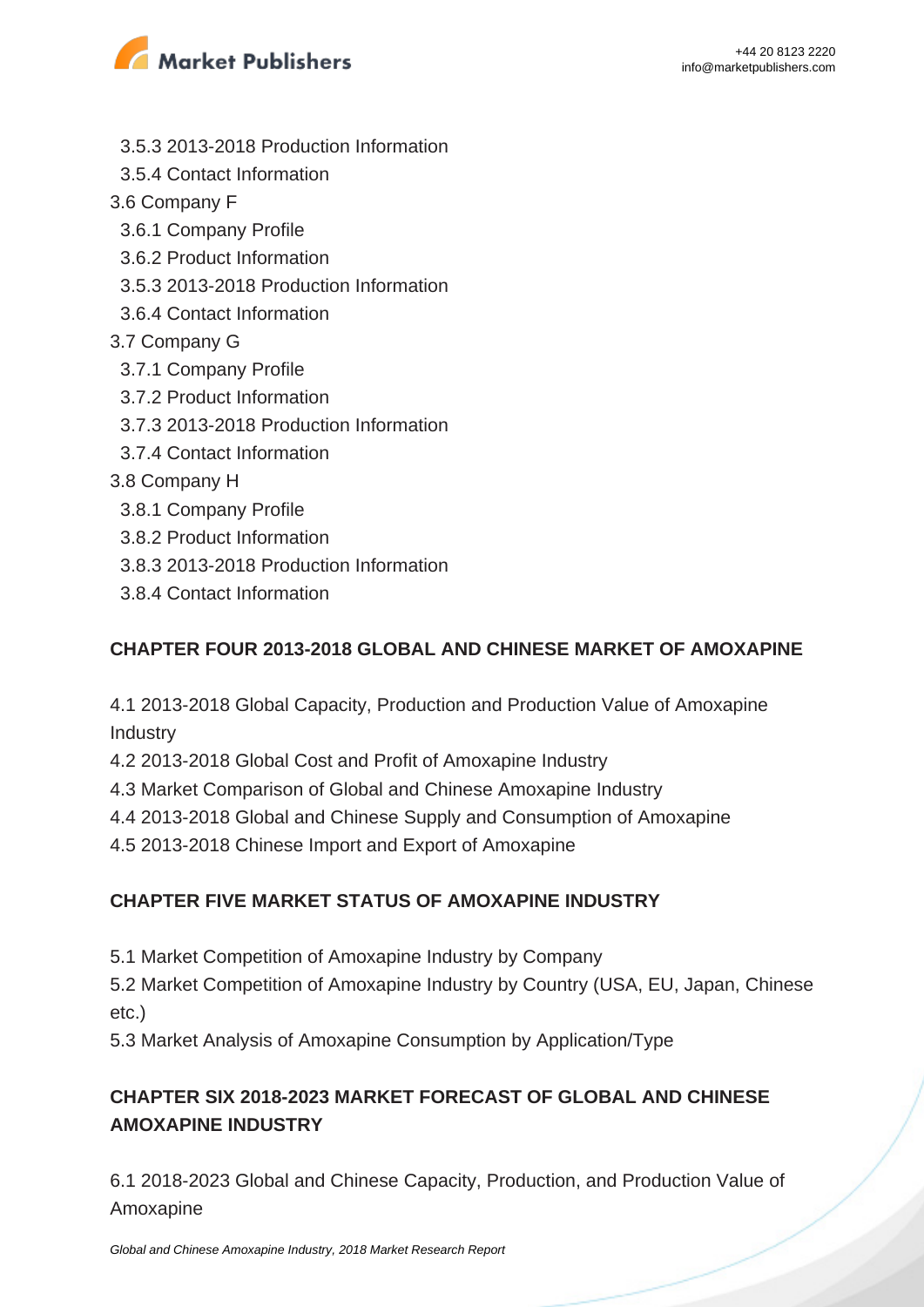3.5.3 2013-2018 Production Information
3.5.4 Contact Information
3.6 Company F
3.6.1 Company Profile
3.6.2 Product Information
3.5.3 2013-2018 Production Information
3.6.4 Contact Information
3.7 Company G
3.7.1 Company Profile
3.7.2 Product Information
3.7.3 2013-2018 Production Information
3.7.4 Contact Information
3.8 Company H
3.8.1 Company Profile
3.8.2 Product Information
3.8.3 2013-2018 Production Information
3.8.4 Contact Information

## CHAPTER FOUR 2013-2018 GLOBAL AND CHINESE MARKET OF AMOXAPINE

4.1 2013-2018 Global Capacity, Production and Production Value of Amoxapine Industry
4.2 2013-2018 Global Cost and Profit of Amoxapine Industry
4.3 Market Comparison of Global and Chinese Amoxapine Industry
4.4 2013-2018 Global and Chinese Supply and Consumption of Amoxapine
4.5 2013-2018 Chinese Import and Export of Amoxapine

## CHAPTER FIVE MARKET STATUS OF AMOXAPINE INDUSTRY

5.1 Market Competition of Amoxapine Industry by Company
5.2 Market Competition of Amoxapine Industry by Country (USA, EU, Japan, Chinese etc.)
5.3 Market Analysis of Amoxapine Consumption by Application/Type

## CHAPTER SIX 2018-2023 MARKET FORECAST OF GLOBAL AND CHINESE AMOXAPINE INDUSTRY

6.1 2018-2023 Global and Chinese Capacity, Production, and Production Value of Amoxapine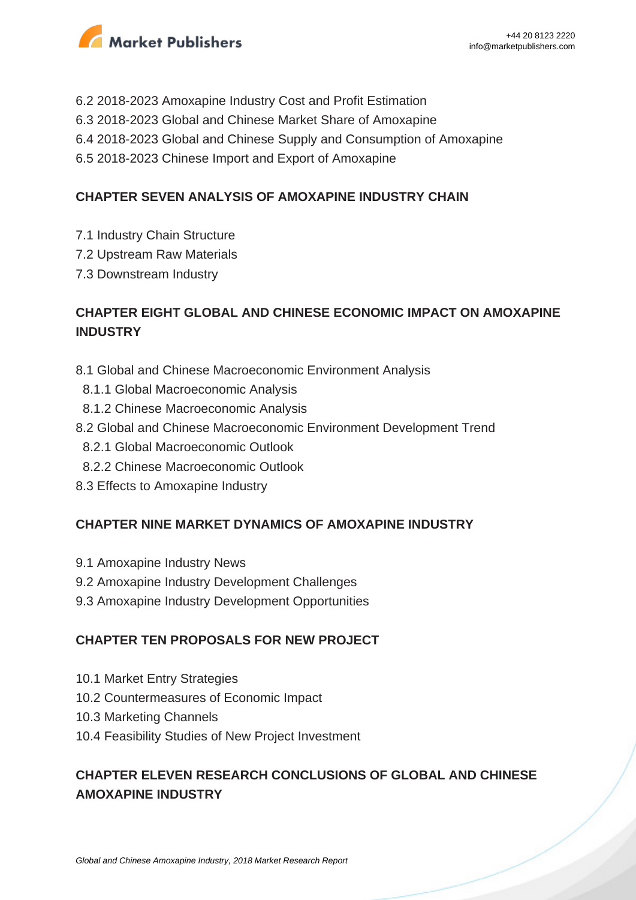6.2 2018-2023 Amoxapine Industry Cost and Profit Estimation
6.3 2018-2023 Global and Chinese Market Share of Amoxapine
6.4 2018-2023 Global and Chinese Supply and Consumption of Amoxapine
6.5 2018-2023 Chinese Import and Export of Amoxapine

## CHAPTER SEVEN ANALYSIS OF AMOXAPINE INDUSTRY CHAIN

7.1 Industry Chain Structure
7.2 Upstream Raw Materials
7.3 Downstream Industry

## CHAPTER EIGHT GLOBAL AND CHINESE ECONOMIC IMPACT ON AMOXAPINE INDUSTRY

8.1 Global and Chinese Macroeconomic Environment Analysis
  8.1.1 Global Macroeconomic Analysis
  8.1.2 Chinese Macroeconomic Analysis
8.2 Global and Chinese Macroeconomic Environment Development Trend
  8.2.1 Global Macroeconomic Outlook
  8.2.2 Chinese Macroeconomic Outlook
8.3 Effects to Amoxapine Industry

## CHAPTER NINE MARKET DYNAMICS OF AMOXAPINE INDUSTRY

9.1 Amoxapine Industry News
9.2 Amoxapine Industry Development Challenges
9.3 Amoxapine Industry Development Opportunities

## CHAPTER TEN PROPOSALS FOR NEW PROJECT

10.1 Market Entry Strategies
10.2 Countermeasures of Economic Impact
10.3 Marketing Channels
10.4 Feasibility Studies of New Project Investment

## CHAPTER ELEVEN RESEARCH CONCLUSIONS OF GLOBAL AND CHINESE AMOXAPINE INDUSTRY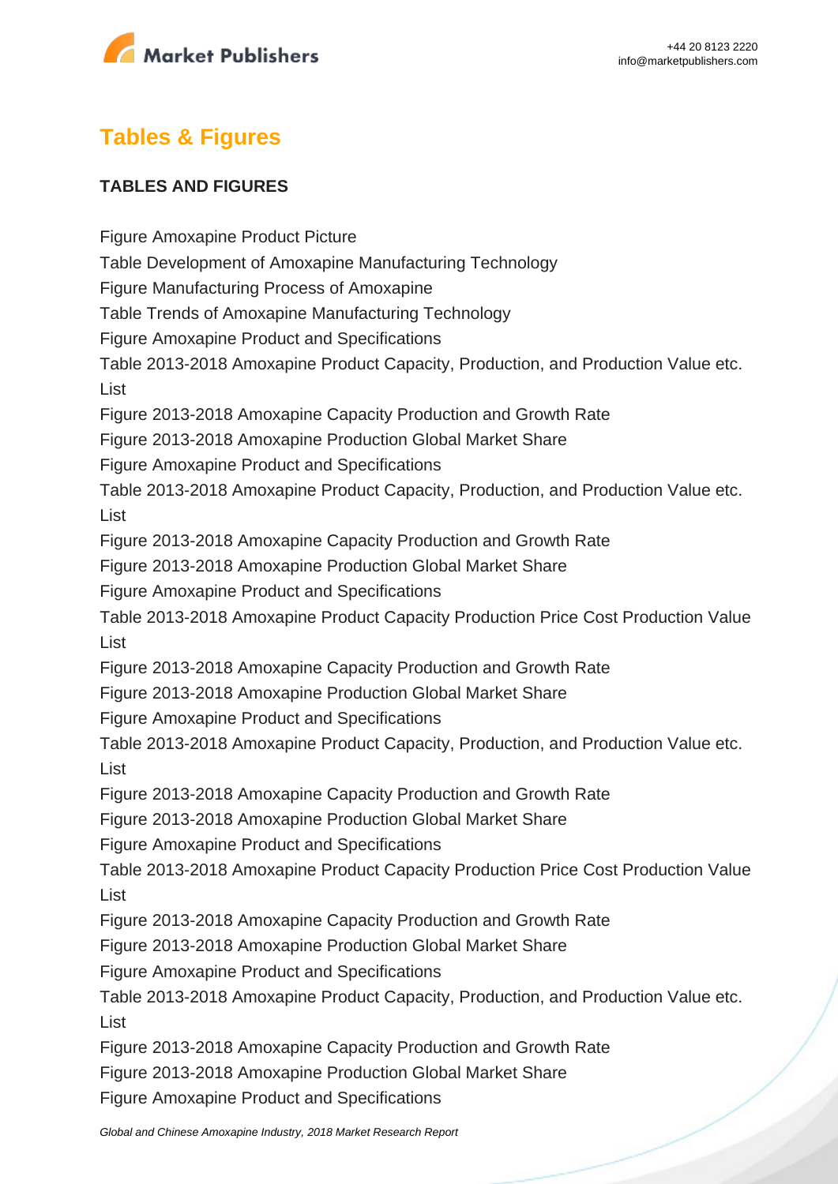## Tables & Figures

### TABLES AND FIGURES

Figure Amoxapine Product Picture
Table Development of Amoxapine Manufacturing Technology
Figure Manufacturing Process of Amoxapine
Table Trends of Amoxapine Manufacturing Technology
Figure Amoxapine Product and Specifications
Table 2013-2018 Amoxapine Product Capacity, Production, and Production Value etc. List
Figure 2013-2018 Amoxapine Capacity Production and Growth Rate
Figure 2013-2018 Amoxapine Production Global Market Share
Figure Amoxapine Product and Specifications
Table 2013-2018 Amoxapine Product Capacity, Production, and Production Value etc. List
Figure 2013-2018 Amoxapine Capacity Production and Growth Rate
Figure 2013-2018 Amoxapine Production Global Market Share
Figure Amoxapine Product and Specifications
Table 2013-2018 Amoxapine Product Capacity Production Price Cost Production Value List
Figure 2013-2018 Amoxapine Capacity Production and Growth Rate
Figure 2013-2018 Amoxapine Production Global Market Share
Figure Amoxapine Product and Specifications
Table 2013-2018 Amoxapine Product Capacity, Production, and Production Value etc. List
Figure 2013-2018 Amoxapine Capacity Production and Growth Rate
Figure 2013-2018 Amoxapine Production Global Market Share
Figure Amoxapine Product and Specifications
Table 2013-2018 Amoxapine Product Capacity Production Price Cost Production Value List
Figure 2013-2018 Amoxapine Capacity Production and Growth Rate
Figure 2013-2018 Amoxapine Production Global Market Share
Figure Amoxapine Product and Specifications
Table 2013-2018 Amoxapine Product Capacity, Production, and Production Value etc. List
Figure 2013-2018 Amoxapine Capacity Production and Growth Rate
Figure 2013-2018 Amoxapine Production Global Market Share
Figure Amoxapine Product and Specifications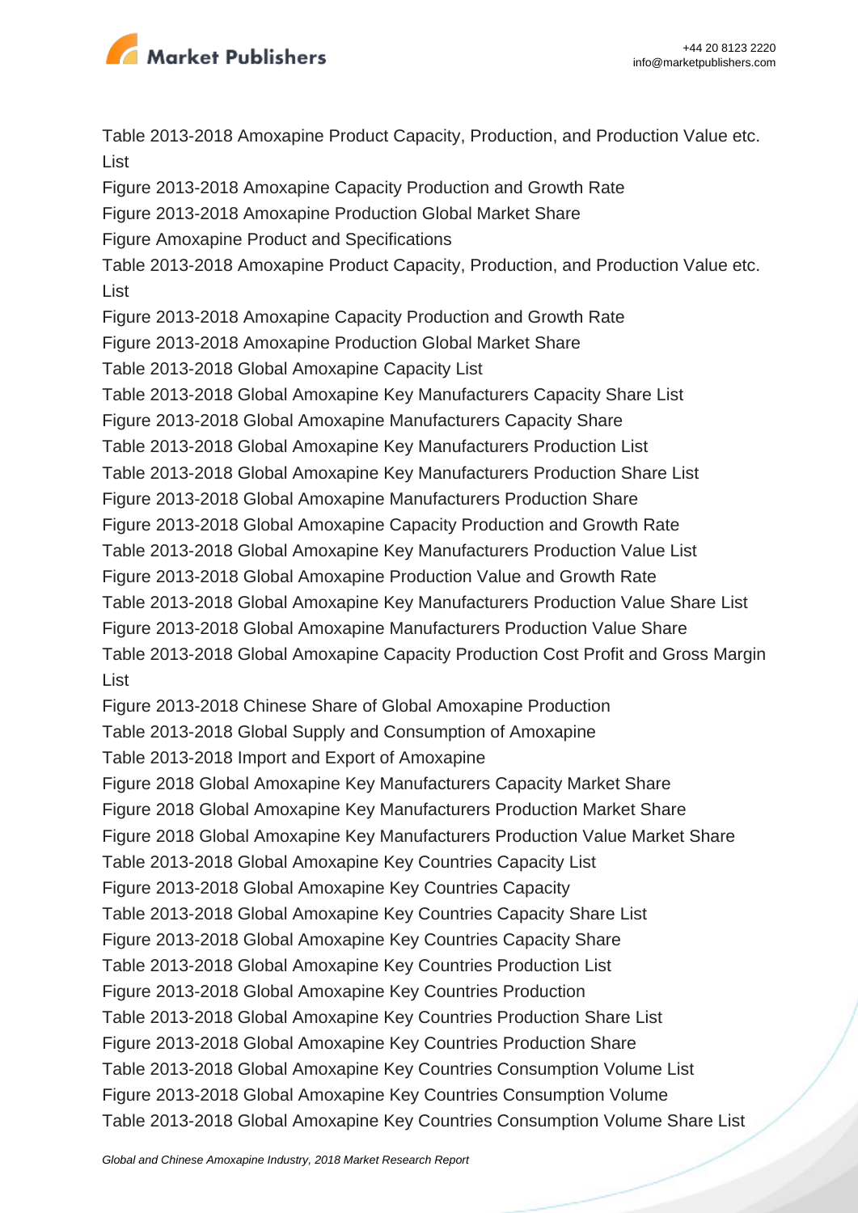Table 2013-2018 Amoxapine Product Capacity, Production, and Production Value etc. List

Figure 2013-2018 Amoxapine Capacity Production and Growth Rate

Figure 2013-2018 Amoxapine Production Global Market Share

Figure Amoxapine Product and Specifications

Table 2013-2018 Amoxapine Product Capacity, Production, and Production Value etc. List

Figure 2013-2018 Amoxapine Capacity Production and Growth Rate

Figure 2013-2018 Amoxapine Production Global Market Share

Table 2013-2018 Global Amoxapine Capacity List

Table 2013-2018 Global Amoxapine Key Manufacturers Capacity Share List

Figure 2013-2018 Global Amoxapine Manufacturers Capacity Share

Table 2013-2018 Global Amoxapine Key Manufacturers Production List

Table 2013-2018 Global Amoxapine Key Manufacturers Production Share List

Figure 2013-2018 Global Amoxapine Manufacturers Production Share

Figure 2013-2018 Global Amoxapine Capacity Production and Growth Rate

Table 2013-2018 Global Amoxapine Key Manufacturers Production Value List

Figure 2013-2018 Global Amoxapine Production Value and Growth Rate

Table 2013-2018 Global Amoxapine Key Manufacturers Production Value Share List

Figure 2013-2018 Global Amoxapine Manufacturers Production Value Share

Table 2013-2018 Global Amoxapine Capacity Production Cost Profit and Gross Margin List

Figure 2013-2018 Chinese Share of Global Amoxapine Production

Table 2013-2018 Global Supply and Consumption of Amoxapine

Table 2013-2018 Import and Export of Amoxapine

Figure 2018 Global Amoxapine Key Manufacturers Capacity Market Share

Figure 2018 Global Amoxapine Key Manufacturers Production Market Share

Figure 2018 Global Amoxapine Key Manufacturers Production Value Market Share

Table 2013-2018 Global Amoxapine Key Countries Capacity List

Figure 2013-2018 Global Amoxapine Key Countries Capacity

Table 2013-2018 Global Amoxapine Key Countries Capacity Share List

Figure 2013-2018 Global Amoxapine Key Countries Capacity Share

Table 2013-2018 Global Amoxapine Key Countries Production List

Figure 2013-2018 Global Amoxapine Key Countries Production

Table 2013-2018 Global Amoxapine Key Countries Production Share List

Figure 2013-2018 Global Amoxapine Key Countries Production Share

Table 2013-2018 Global Amoxapine Key Countries Consumption Volume List

Figure 2013-2018 Global Amoxapine Key Countries Consumption Volume

Table 2013-2018 Global Amoxapine Key Countries Consumption Volume Share List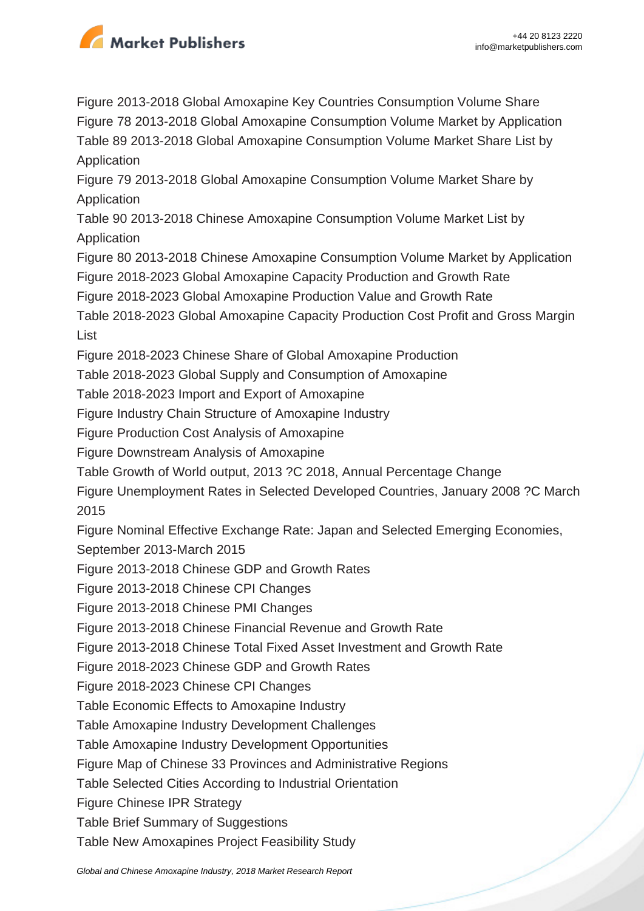Figure 2013-2018 Global Amoxapine Key Countries Consumption Volume Share
Figure 78 2013-2018 Global Amoxapine Consumption Volume Market by Application
Table 89 2013-2018 Global Amoxapine Consumption Volume Market Share List by Application
Figure 79 2013-2018 Global Amoxapine Consumption Volume Market Share by Application
Table 90 2013-2018 Chinese Amoxapine Consumption Volume Market List by Application
Figure 80 2013-2018 Chinese Amoxapine Consumption Volume Market by Application
Figure 2018-2023 Global Amoxapine Capacity Production and Growth Rate
Figure 2018-2023 Global Amoxapine Production Value and Growth Rate
Table 2018-2023 Global Amoxapine Capacity Production Cost Profit and Gross Margin List
Figure 2018-2023 Chinese Share of Global Amoxapine Production
Table 2018-2023 Global Supply and Consumption of Amoxapine
Table 2018-2023 Import and Export of Amoxapine
Figure Industry Chain Structure of Amoxapine Industry
Figure Production Cost Analysis of Amoxapine
Figure Downstream Analysis of Amoxapine
Table Growth of World output, 2013 ?C 2018, Annual Percentage Change
Figure Unemployment Rates in Selected Developed Countries, January 2008 ?C March 2015
Figure Nominal Effective Exchange Rate: Japan and Selected Emerging Economies, September 2013-March 2015
Figure 2013-2018 Chinese GDP and Growth Rates
Figure 2013-2018 Chinese CPI Changes
Figure 2013-2018 Chinese PMI Changes
Figure 2013-2018 Chinese Financial Revenue and Growth Rate
Figure 2013-2018 Chinese Total Fixed Asset Investment and Growth Rate
Figure 2018-2023 Chinese GDP and Growth Rates
Figure 2018-2023 Chinese CPI Changes
Table Economic Effects to Amoxapine Industry
Table Amoxapine Industry Development Challenges
Table Amoxapine Industry Development Opportunities
Figure Map of Chinese 33 Provinces and Administrative Regions
Table Selected Cities According to Industrial Orientation
Figure Chinese IPR Strategy
Table Brief Summary of Suggestions
Table New Amoxapines Project Feasibility Study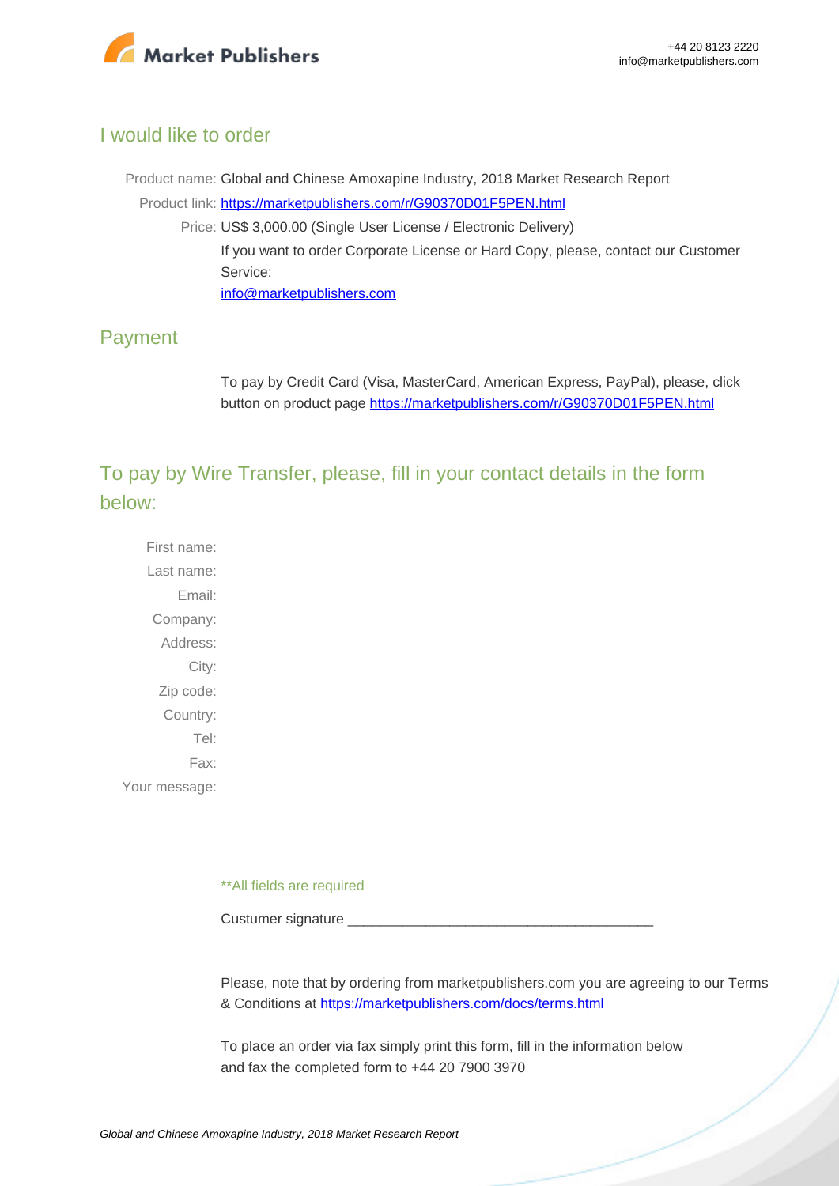## I would like to order

Product name: Global and Chinese Amoxapine Industry, 2018 Market Research Report

Product link: https://marketpublishers.com/r/G90370D01F5PEN.html

Price: US$ 3,000.00 (Single User License / Electronic Delivery)

If you want to order Corporate License or Hard Copy, please, contact our Customer Service:

info@marketpublishers.com

## Payment

To pay by Credit Card (Visa, MasterCard, American Express, PayPal), please, click button on product page https://marketpublishers.com/r/G90370D01F5PEN.html

## To pay by Wire Transfer, please, fill in your contact details in the form below:

First name:

Last name:

Email:

Company:

Address:

City:

Zip code:

Country:

Tel:

Fax:

Your message:

**All fields are required

Custumer signature _______________________________________

Please, note that by ordering from marketpublishers.com you are agreeing to our Terms & Conditions at https://marketpublishers.com/docs/terms.html

To place an order via fax simply print this form, fill in the information below and fax the completed form to +44 20 7900 3970